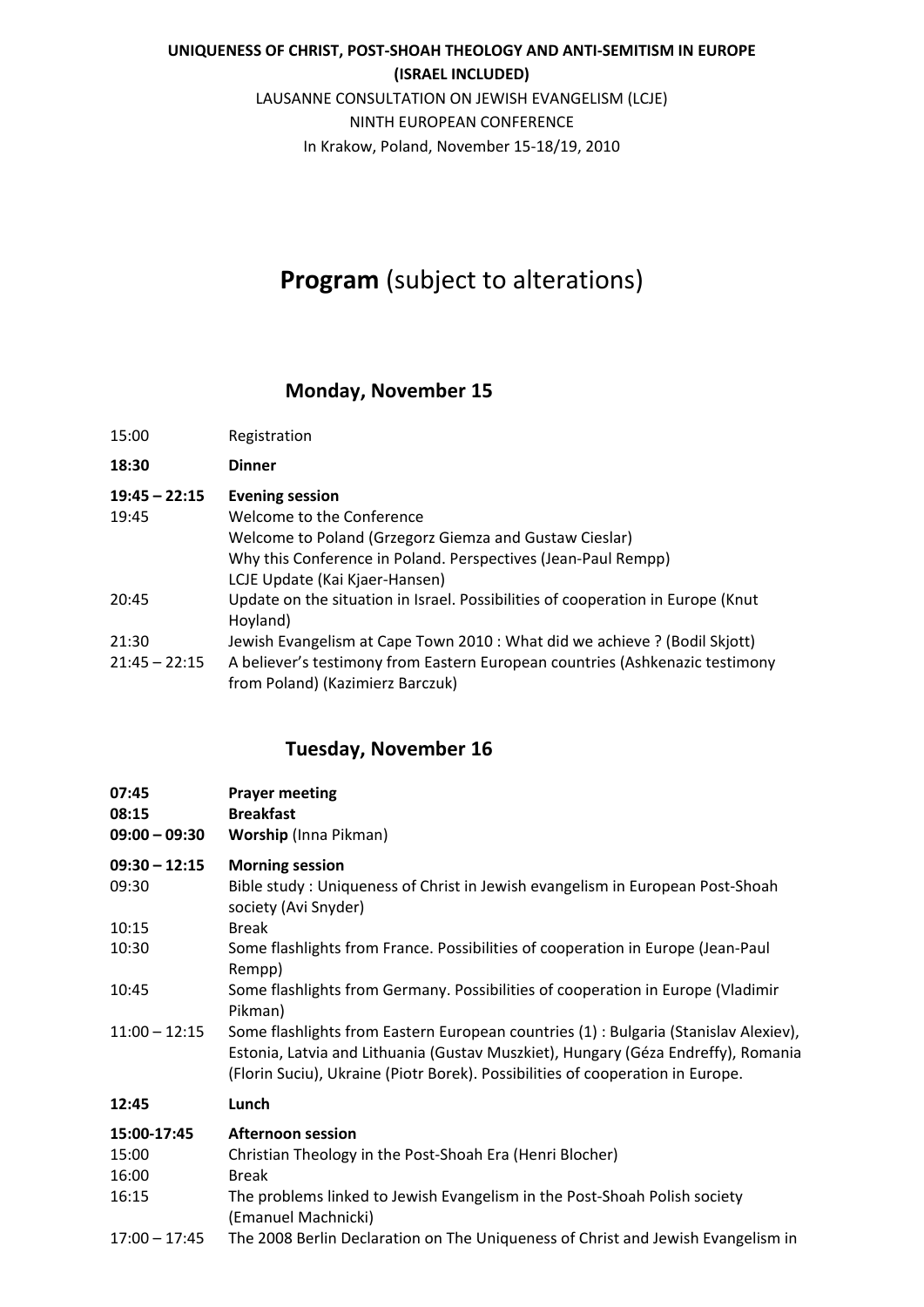**UNIQUENESS OF CHRIST, POST-SHOAH THEOLOGY AND ANTI-SEMITISM IN EUROPE (ISRAEL INCLUDED)**

LAUSANNE CONSULTATION ON JEWISH EVANGELISM (LCJE)

NINTH EUROPEAN CONFERENCE

In Krakow, Poland, November 15-18/19, 2010

# **Program** (subject to alterations)

## Monday, November 15

| | |
|---|---|
| 15:00 | Registration |
| **18:30** | **Dinner** |
| **19:45 – 22:15** | **Evening session** |
| 19:45 | Welcome to the Conference<br>Welcome to Poland (Grzegorz Giemza and Gustaw Cieslar)<br>Why this Conference in Poland. Perspectives (Jean-Paul Rempp)<br>LCJE Update (Kai Kjaer-Hansen) |
| 20:45 | Update on the situation in Israel. Possibilities of cooperation in Europe (Knut Hoyland) |
| 21:30 | Jewish Evangelism at Cape Town 2010 : What did we achieve ? (Bodil Skjott) |
| 21:45 – 22:15 | A believer's testimony from Eastern European countries (Ashkenazic testimony from Poland) (Kazimierz Barczuk) |

## Tuesday, November 16

| | |
|---|---|
| **07:45** | **Prayer meeting** |
| **08:15** | **Breakfast** |
| **09:00 – 09:30** | **Worship** (Inna Pikman) |
| **09:30 – 12:15** | **Morning session** |
| 09:30 | Bible study : Uniqueness of Christ in Jewish evangelism in European Post-Shoah society (Avi Snyder) |
| 10:15 | Break |
| 10:30 | Some flashlights from France. Possibilities of cooperation in Europe (Jean-Paul Rempp) |
| 10:45 | Some flashlights from Germany. Possibilities of cooperation in Europe (Vladimir Pikman) |
| 11:00 – 12:15 | Some flashlights from Eastern European countries (1) : Bulgaria (Stanislav Alexiev), Estonia, Latvia and Lithuania (Gustav Muszkiet), Hungary (Géza Endreffy), Romania (Florin Suciu), Ukraine (Piotr Borek). Possibilities of cooperation in Europe. |
| **12:45** | **Lunch** |
| **15:00-17:45** | **Afternoon session** |
| 15:00 | Christian Theology in the Post-Shoah Era (Henri Blocher) |
| 16:00 | Break |
| 16:15 | The problems linked to Jewish Evangelism in the Post-Shoah Polish society (Emanuel Machnicki) |
| 17:00 – 17:45 | The 2008 Berlin Declaration on The Uniqueness of Christ and Jewish Evangelism in |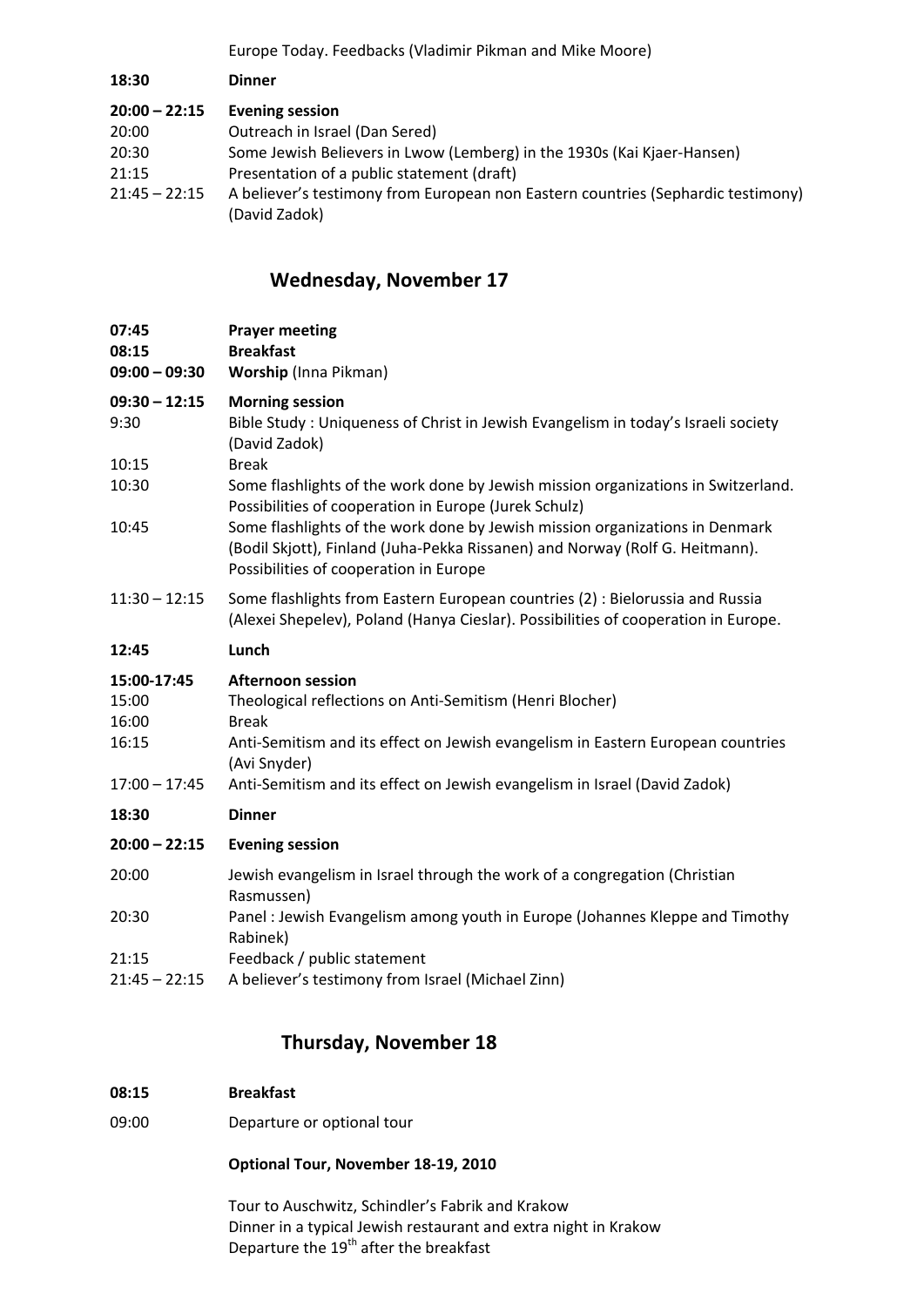Europe Today. Feedbacks (Vladimir Pikman and Mike Moore)

| | |
|---|---|
| **18:30** | **Dinner** |
| **20:00 – 22:15** | **Evening session** |
| 20:00 | Outreach in Israel (Dan Sered) |
| 20:30 | Some Jewish Believers in Lwow (Lemberg) in the 1930s (Kai Kjaer-Hansen) |
| 21:15 | Presentation of a public statement (draft) |
| 21:45 – 22:15 | A believer's testimony from European non Eastern countries (Sephardic testimony) (David Zadok) |

## Wednesday, November 17

| | |
|---|---|
| **07:45** | **Prayer meeting** |
| **08:15** | **Breakfast** |
| **09:00 – 09:30** | **Worship** (Inna Pikman) |
| **09:30 – 12:15** | **Morning session** |
| 9:30 | Bible Study : Uniqueness of Christ in Jewish Evangelism in today's Israeli society (David Zadok) |
| 10:15 | Break |
| 10:30 | Some flashlights of the work done by Jewish mission organizations in Switzerland. Possibilities of cooperation in Europe (Jurek Schulz) |
| 10:45 | Some flashlights of the work done by Jewish mission organizations in Denmark (Bodil Skjott), Finland (Juha-Pekka Rissanen) and Norway (Rolf G. Heitmann). Possibilities of cooperation in Europe |
| 11:30 – 12:15 | Some flashlights from Eastern European countries (2) : Bielorussia and Russia (Alexei Shepelev), Poland (Hanya Cieslar). Possibilities of cooperation in Europe. |
| **12:45** | **Lunch** |
| **15:00-17:45** | **Afternoon session** |
| 15:00 | Theological reflections on Anti-Semitism (Henri Blocher) |
| 16:00 | Break |
| 16:15 | Anti-Semitism and its effect on Jewish evangelism in Eastern European countries (Avi Snyder) |
| 17:00 – 17:45 | Anti-Semitism and its effect on Jewish evangelism in Israel (David Zadok) |
| **18:30** | **Dinner** |
| **20:00 – 22:15** | **Evening session** |
| 20:00 | Jewish evangelism in Israel through the work of a congregation (Christian Rasmussen) |
| 20:30 | Panel : Jewish Evangelism among youth in Europe (Johannes Kleppe and Timothy Rabinek) |
| 21:15 | Feedback / public statement |
| 21:45 – 22:15 | A believer's testimony from Israel (Michael Zinn) |

## Thursday, November 18

| | |
|---|---|
| **08:15** | **Breakfast** |
| 09:00 | Departure or optional tour |

**Optional Tour, November 18-19, 2010**

Tour to Auschwitz, Schindler's Fabrik and Krakow
Dinner in a typical Jewish restaurant and extra night in Krakow
Departure the 19th after the breakfast